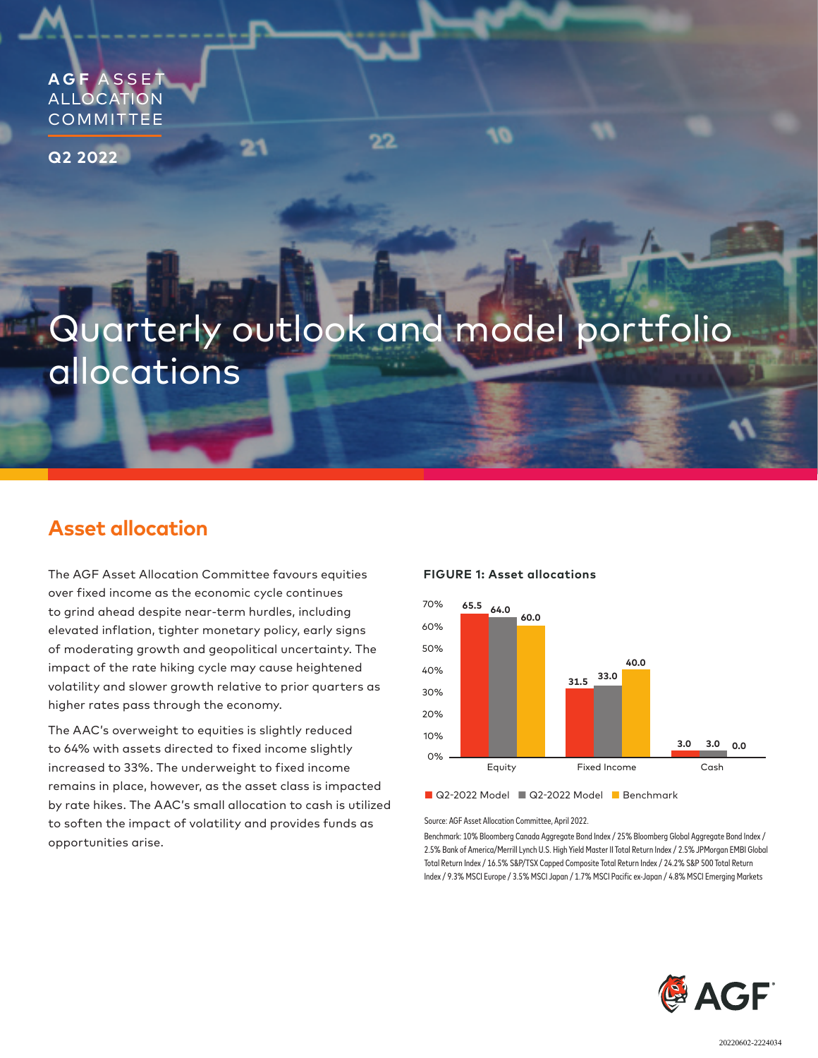AGF ASSET ALLOCATION COMMITTEE

**Q2 2022**

# Quarterly outlook and model portfolio allocations

## Asset allocation

The AGF Asset Allocation Committee favours equities over fixed income as the economic cycle continues to grind ahead despite near-term hurdles, including elevated inflation, tighter monetary policy, early signs of moderating growth and geopolitical uncertainty. The impact of the rate hiking cycle may cause heightened volatility and slower growth relative to prior quarters as higher rates pass through the economy.

The AAC's overweight to equities is slightly reduced to 64% with assets directed to fixed income slightly increased to 33%. The underweight to fixed income remains in place, however, as the asset class is impacted by rate hikes. The AAC's small allocation to cash is utilized to soften the impact of volatility and provides funds as opportunities arise.

**FIGURE 1: Asset allocations**

| | Q2-2022 Model | Q2-2022 Model | Benchmark |
|---|---|---|---|
| Equity | 65.5 | 64.0 | 60.0 |
| Fixed Income | 31.5 | 33.0 | 40.0 |
| Cash | 3.0 | 3.0 | 0.0 |

Source: AGF Asset Allocation Committee, April 2022.

Benchmark: 10% Bloomberg Canada Aggregate Bond Index / 25% Bloomberg Global Aggregate Bond Index / 2.5% Bank of America/Merrill Lynch U.S. High Yield Master II Total Return Index / 2.5% JPMorgan EMBI Global Total Return Index / 16.5% S&P/TSX Capped Composite Total Return Index / 24.2% S&P 500 Total Return Index / 9.3% MSCI Europe / 3.5% MSCI Japan / 1.7% MSCI Pacific ex-Japan / 4.8% MSCI Emerging Markets

20220602-2224034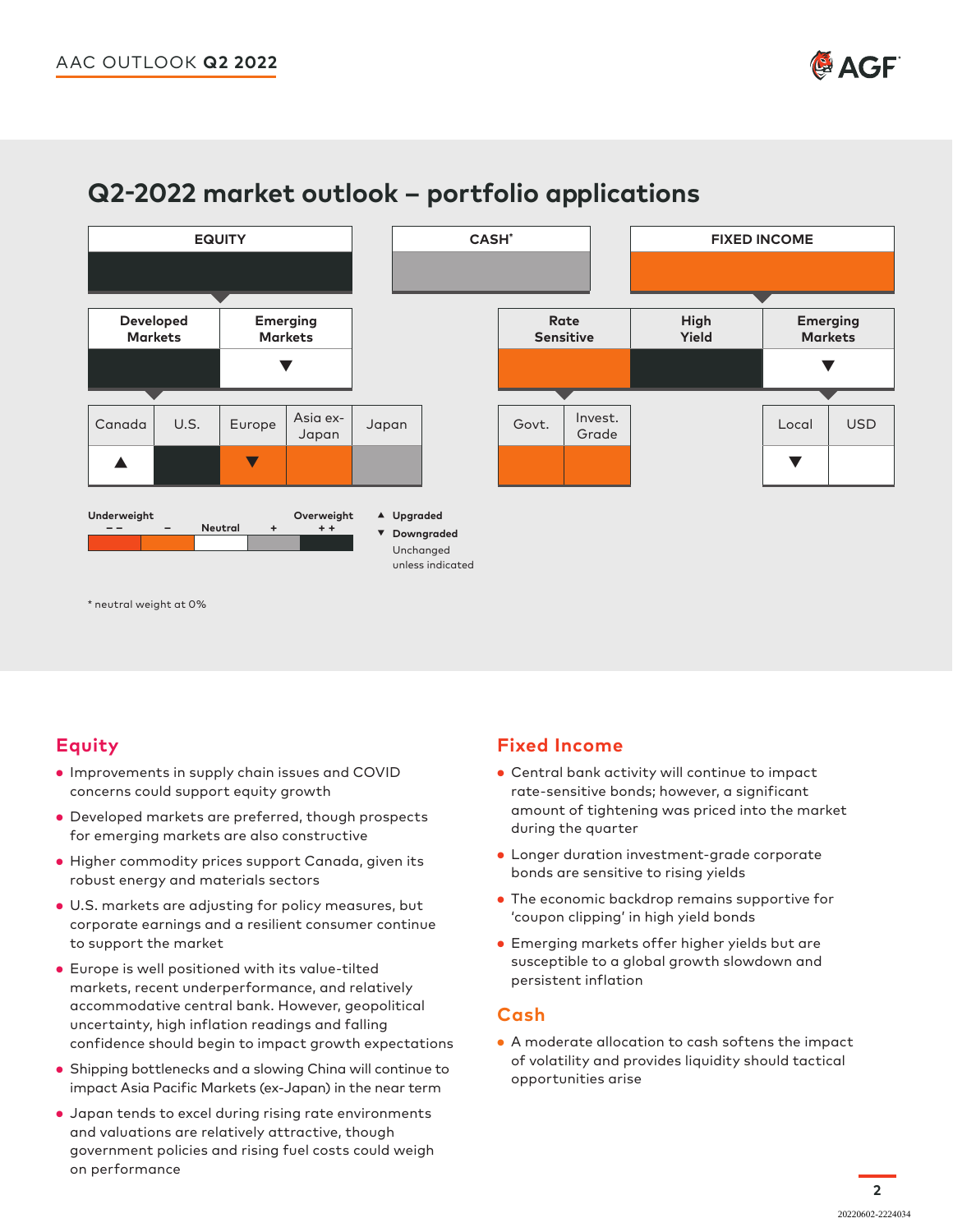## Q2-2022 market outlook – portfolio applications

| Asset class | Weighting (color) | Change |
|---|---|---|
| EQUITY | Overweight ++ (dark) | Unchanged |
| – Developed Markets | Overweight ++ (dark) | Unchanged |
| —— Canada | Neutral (white) | ▲ Upgraded |
| —— U.S. | Overweight ++ (dark) | Unchanged |
| —— Europe | Underweight – (orange) | ▼ Downgraded |
| —— Asia ex-Japan | Underweight – (orange) | Unchanged |
| —— Japan | Overweight + (grey) | Unchanged |
| – Emerging Markets | Neutral (white) | ▼ Downgraded |
| CASH* | Overweight + (grey) | Unchanged |
| FIXED INCOME | Underweight – (orange) | Unchanged |
| – Rate Sensitive | Underweight – (orange) | Unchanged |
| —— Govt. | Underweight – (orange) | Unchanged |
| —— Invest. Grade | Underweight – (orange) | Unchanged |
| – High Yield | Overweight ++ (dark) | Unchanged |
| – Emerging Markets | Neutral (white) | ▼ Downgraded |
| —— Local | Neutral (white) | ▼ Downgraded |
| —— USD | Neutral (white) | Unchanged |

Legend: Underweight – –, –, Neutral, +, Overweight + +

▲ Upgraded
▼ Downgraded
Unchanged unless indicated

* neutral weight at 0%

## Equity

- Improvements in supply chain issues and COVID concerns could support equity growth
- Developed markets are preferred, though prospects for emerging markets are also constructive
- Higher commodity prices support Canada, given its robust energy and materials sectors
- U.S. markets are adjusting for policy measures, but corporate earnings and a resilient consumer continue to support the market
- Europe is well positioned with its value-tilted markets, recent underperformance, and relatively accommodative central bank. However, geopolitical uncertainty, high inflation readings and falling confidence should begin to impact growth expectations
- Shipping bottlenecks and a slowing China will continue to impact Asia Pacific Markets (ex-Japan) in the near term
- Japan tends to excel during rising rate environments and valuations are relatively attractive, though government policies and rising fuel costs could weigh on performance

## Fixed Income

- Central bank activity will continue to impact rate-sensitive bonds; however, a significant amount of tightening was priced into the market during the quarter
- Longer duration investment-grade corporate bonds are sensitive to rising yields
- The economic backdrop remains supportive for 'coupon clipping' in high yield bonds
- Emerging markets offer higher yields but are susceptible to a global growth slowdown and persistent inflation

## Cash

- A moderate allocation to cash softens the impact of volatility and provides liquidity should tactical opportunities arise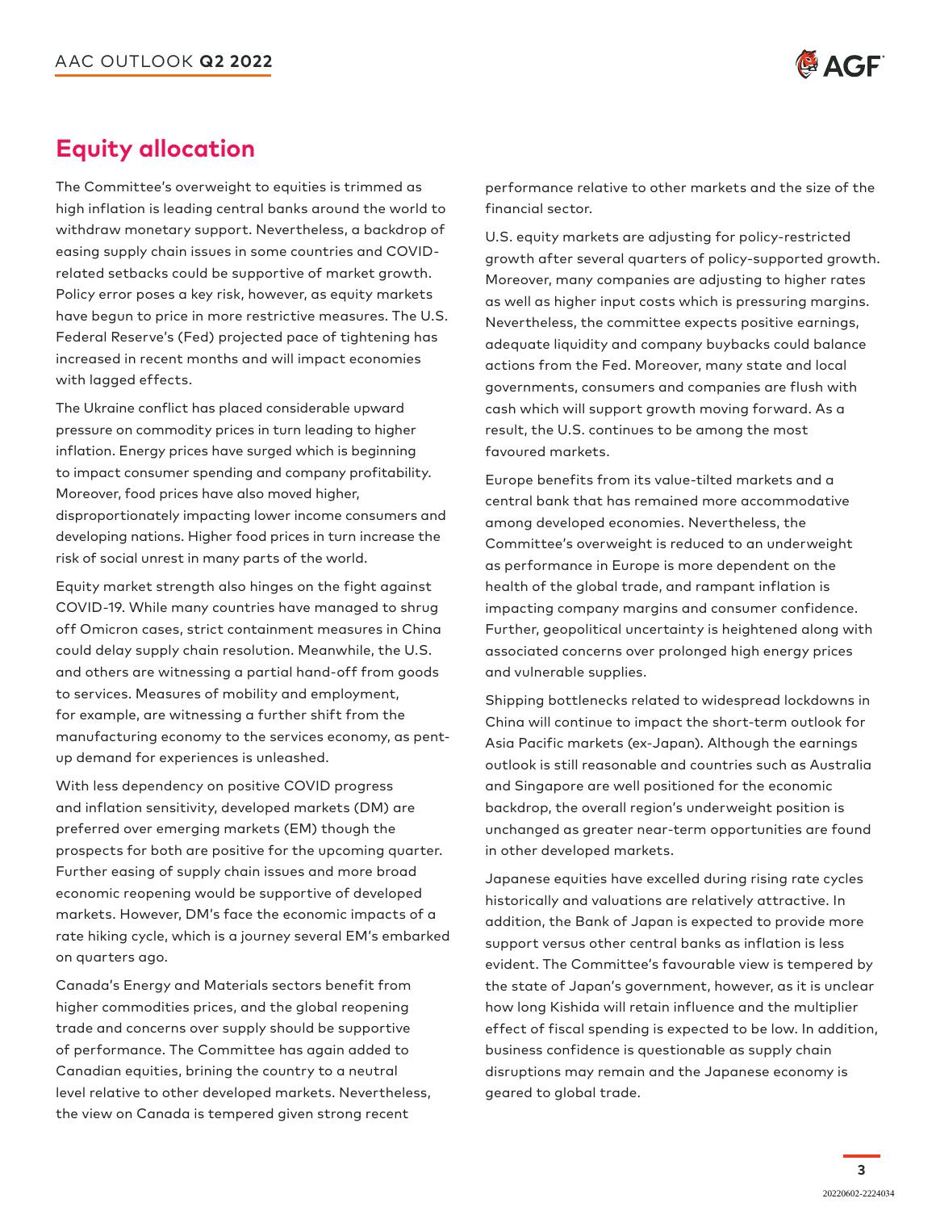## Equity allocation

The Committee's overweight to equities is trimmed as high inflation is leading central banks around the world to withdraw monetary support. Nevertheless, a backdrop of easing supply chain issues in some countries and COVID-related setbacks could be supportive of market growth. Policy error poses a key risk, however, as equity markets have begun to price in more restrictive measures. The U.S. Federal Reserve's (Fed) projected pace of tightening has increased in recent months and will impact economies with lagged effects.

The Ukraine conflict has placed considerable upward pressure on commodity prices in turn leading to higher inflation. Energy prices have surged which is beginning to impact consumer spending and company profitability. Moreover, food prices have also moved higher, disproportionately impacting lower income consumers and developing nations. Higher food prices in turn increase the risk of social unrest in many parts of the world.

Equity market strength also hinges on the fight against COVID-19. While many countries have managed to shrug off Omicron cases, strict containment measures in China could delay supply chain resolution. Meanwhile, the U.S. and others are witnessing a partial hand-off from goods to services. Measures of mobility and employment, for example, are witnessing a further shift from the manufacturing economy to the services economy, as pent-up demand for experiences is unleashed.

With less dependency on positive COVID progress and inflation sensitivity, developed markets (DM) are preferred over emerging markets (EM) though the prospects for both are positive for the upcoming quarter. Further easing of supply chain issues and more broad economic reopening would be supportive of developed markets. However, DM's face the economic impacts of a rate hiking cycle, which is a journey several EM's embarked on quarters ago.

Canada's Energy and Materials sectors benefit from higher commodities prices, and the global reopening trade and concerns over supply should be supportive of performance. The Committee has again added to Canadian equities, brining the country to a neutral level relative to other developed markets. Nevertheless, the view on Canada is tempered given strong recent performance relative to other markets and the size of the financial sector.

U.S. equity markets are adjusting for policy-restricted growth after several quarters of policy-supported growth. Moreover, many companies are adjusting to higher rates as well as higher input costs which is pressuring margins. Nevertheless, the committee expects positive earnings, adequate liquidity and company buybacks could balance actions from the Fed. Moreover, many state and local governments, consumers and companies are flush with cash which will support growth moving forward. As a result, the U.S. continues to be among the most favoured markets.

Europe benefits from its value-tilted markets and a central bank that has remained more accommodative among developed economies. Nevertheless, the Committee's overweight is reduced to an underweight as performance in Europe is more dependent on the health of the global trade, and rampant inflation is impacting company margins and consumer confidence. Further, geopolitical uncertainty is heightened along with associated concerns over prolonged high energy prices and vulnerable supplies.

Shipping bottlenecks related to widespread lockdowns in China will continue to impact the short-term outlook for Asia Pacific markets (ex-Japan). Although the earnings outlook is still reasonable and countries such as Australia and Singapore are well positioned for the economic backdrop, the overall region's underweight position is unchanged as greater near-term opportunities are found in other developed markets.

Japanese equities have excelled during rising rate cycles historically and valuations are relatively attractive. In addition, the Bank of Japan is expected to provide more support versus other central banks as inflation is less evident. The Committee's favourable view is tempered by the state of Japan's government, however, as it is unclear how long Kishida will retain influence and the multiplier effect of fiscal spending is expected to be low. In addition, business confidence is questionable as supply chain disruptions may remain and the Japanese economy is geared to global trade.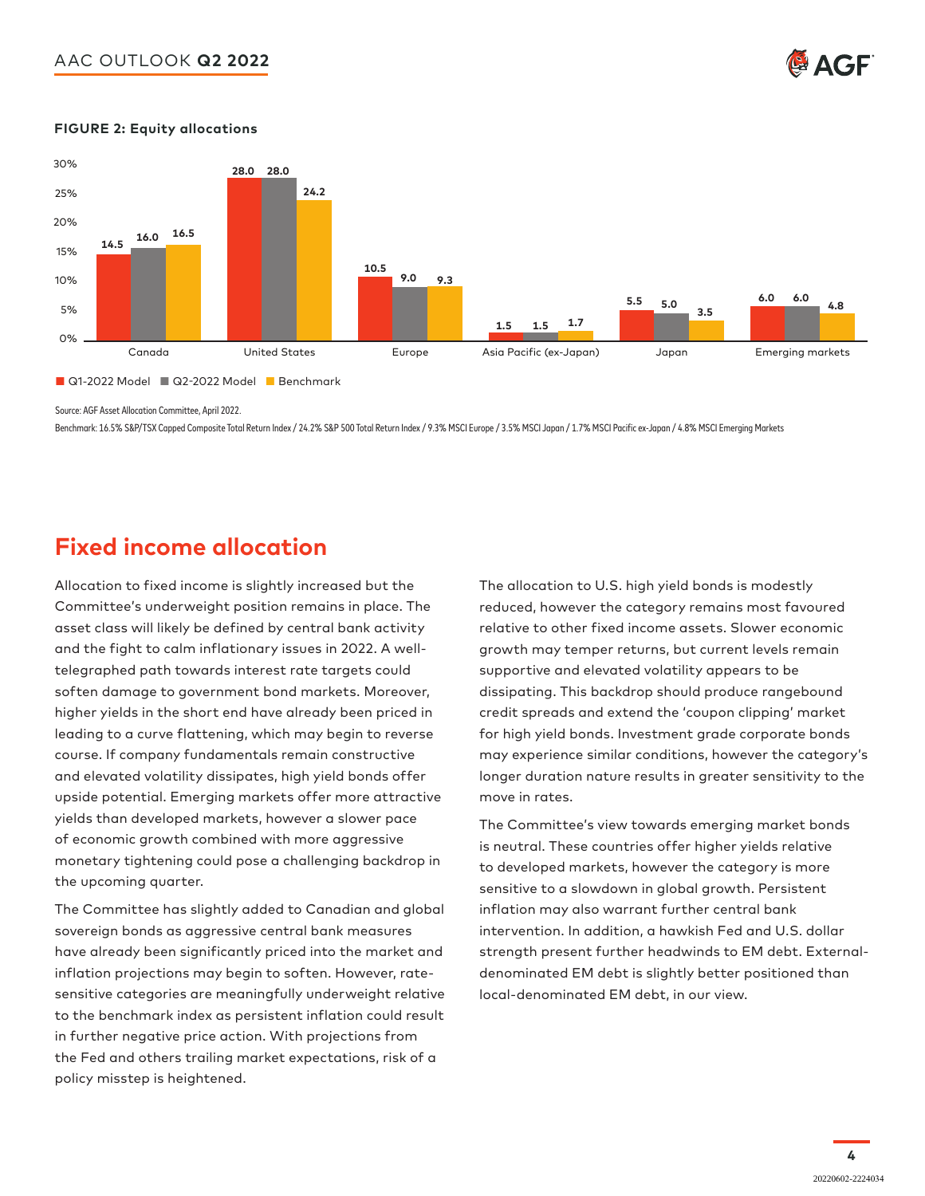**FIGURE 2: Equity allocations**

| | Q1-2022 Model | Q2-2022 Model | Benchmark |
|---|---|---|---|
| Canada | 14.5 | 16.0 | 16.5 |
| United States | 28.0 | 28.0 | 24.2 |
| Europe | 10.5 | 9.0 | 9.3 |
| Asia Pacific (ex-Japan) | 1.5 | 1.5 | 1.7 |
| Japan | 5.5 | 5.0 | 3.5 |
| Emerging markets | 6.0 | 6.0 | 4.8 |

Source: AGF Asset Allocation Committee, April 2022.

Benchmark: 16.5% S&P/TSX Capped Composite Total Return Index / 24.2% S&P 500 Total Return Index / 9.3% MSCI Europe / 3.5% MSCI Japan / 1.7% MSCI Pacific ex-Japan / 4.8% MSCI Emerging Markets

## Fixed income allocation

Allocation to fixed income is slightly increased but the Committee's underweight position remains in place. The asset class will likely be defined by central bank activity and the fight to calm inflationary issues in 2022. A well-telegraphed path towards interest rate targets could soften damage to government bond markets. Moreover, higher yields in the short end have already been priced in leading to a curve flattening, which may begin to reverse course. If company fundamentals remain constructive and elevated volatility dissipates, high yield bonds offer upside potential. Emerging markets offer more attractive yields than developed markets, however a slower pace of economic growth combined with more aggressive monetary tightening could pose a challenging backdrop in the upcoming quarter.

The Committee has slightly added to Canadian and global sovereign bonds as aggressive central bank measures have already been significantly priced into the market and inflation projections may begin to soften. However, rate-sensitive categories are meaningfully underweight relative to the benchmark index as persistent inflation could result in further negative price action. With projections from the Fed and others trailing market expectations, risk of a policy misstep is heightened.

The allocation to U.S. high yield bonds is modestly reduced, however the category remains most favoured relative to other fixed income assets. Slower economic growth may temper returns, but current levels remain supportive and elevated volatility appears to be dissipating. This backdrop should produce rangebound credit spreads and extend the 'coupon clipping' market for high yield bonds. Investment grade corporate bonds may experience similar conditions, however the category's longer duration nature results in greater sensitivity to the move in rates.

The Committee's view towards emerging market bonds is neutral. These countries offer higher yields relative to developed markets, however the category is more sensitive to a slowdown in global growth. Persistent inflation may also warrant further central bank intervention. In addition, a hawkish Fed and U.S. dollar strength present further headwinds to EM debt. External-denominated EM debt is slightly better positioned than local-denominated EM debt, in our view.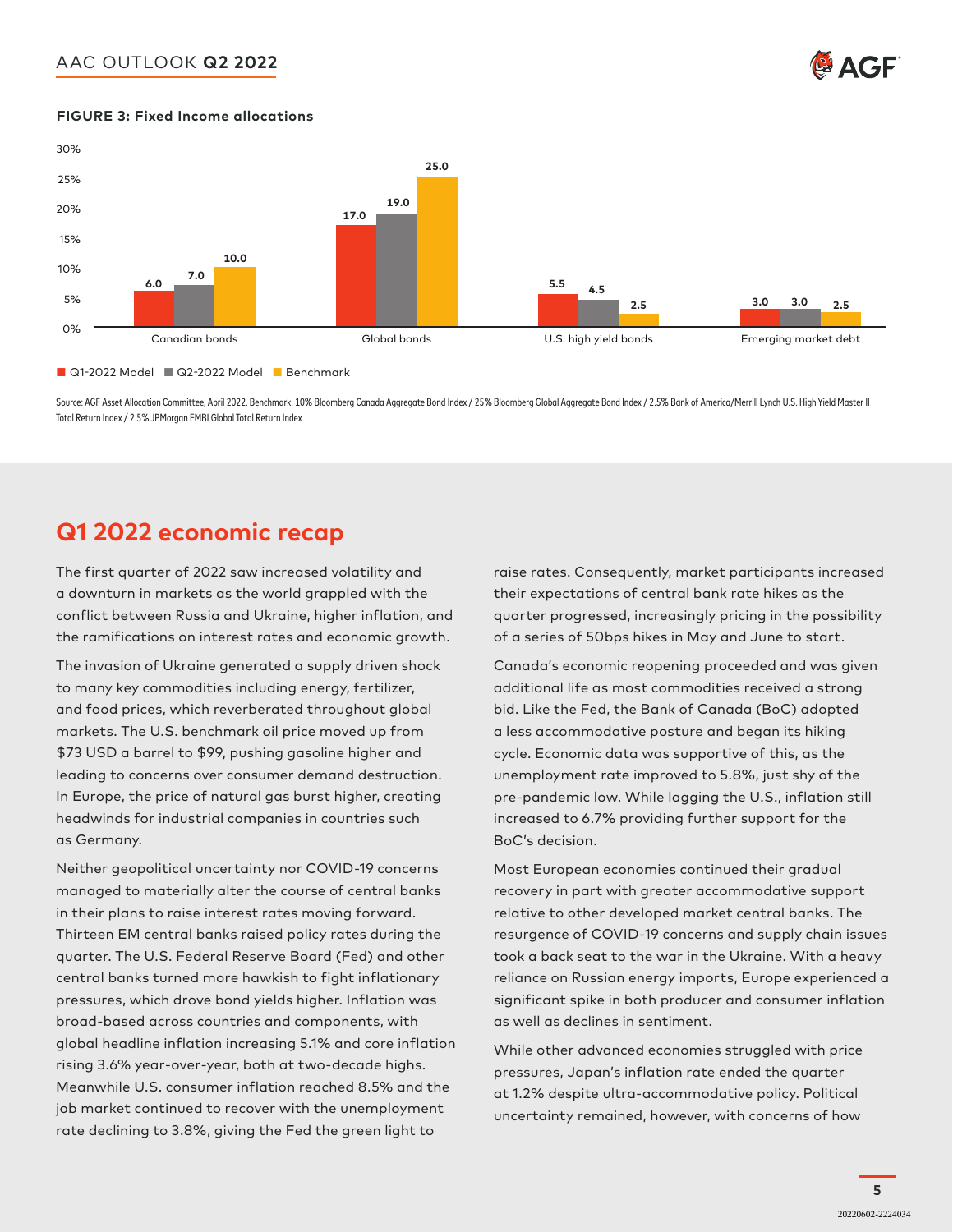**FIGURE 3: Fixed Income allocations**

| | Q1-2022 Model | Q2-2022 Model | Benchmark |
|---|---|---|---|
| Canadian bonds | 6.0 | 7.0 | 10.0 |
| Global bonds | 17.0 | 19.0 | 25.0 |
| U.S. high yield bonds | 5.5 | 4.5 | 2.5 |
| Emerging market debt | 3.0 | 3.0 | 2.5 |

Source: AGF Asset Allocation Committee, April 2022. Benchmark: 10% Bloomberg Canada Aggregate Bond Index / 25% Bloomberg Global Aggregate Bond Index / 2.5% Bank of America/Merrill Lynch U.S. High Yield Master II Total Return Index / 2.5% JPMorgan EMBI Global Total Return Index

## Q1 2022 economic recap

The first quarter of 2022 saw increased volatility and a downturn in markets as the world grappled with the conflict between Russia and Ukraine, higher inflation, and the ramifications on interest rates and economic growth.

The invasion of Ukraine generated a supply driven shock to many key commodities including energy, fertilizer, and food prices, which reverberated throughout global markets. The U.S. benchmark oil price moved up from $73 USD a barrel to $99, pushing gasoline higher and leading to concerns over consumer demand destruction. In Europe, the price of natural gas burst higher, creating headwinds for industrial companies in countries such as Germany.

Neither geopolitical uncertainty nor COVID-19 concerns managed to materially alter the course of central banks in their plans to raise interest rates moving forward. Thirteen EM central banks raised policy rates during the quarter. The U.S. Federal Reserve Board (Fed) and other central banks turned more hawkish to fight inflationary pressures, which drove bond yields higher. Inflation was broad-based across countries and components, with global headline inflation increasing 5.1% and core inflation rising 3.6% year-over-year, both at two-decade highs. Meanwhile U.S. consumer inflation reached 8.5% and the job market continued to recover with the unemployment rate declining to 3.8%, giving the Fed the green light to raise rates. Consequently, market participants increased their expectations of central bank rate hikes as the quarter progressed, increasingly pricing in the possibility of a series of 50bps hikes in May and June to start.

Canada's economic reopening proceeded and was given additional life as most commodities received a strong bid. Like the Fed, the Bank of Canada (BoC) adopted a less accommodative posture and began its hiking cycle. Economic data was supportive of this, as the unemployment rate improved to 5.8%, just shy of the pre-pandemic low. While lagging the U.S., inflation still increased to 6.7% providing further support for the BoC's decision.

Most European economies continued their gradual recovery in part with greater accommodative support relative to other developed market central banks. The resurgence of COVID-19 concerns and supply chain issues took a back seat to the war in the Ukraine. With a heavy reliance on Russian energy imports, Europe experienced a significant spike in both producer and consumer inflation as well as declines in sentiment.

While other advanced economies struggled with price pressures, Japan's inflation rate ended the quarter at 1.2% despite ultra-accommodative policy. Political uncertainty remained, however, with concerns of how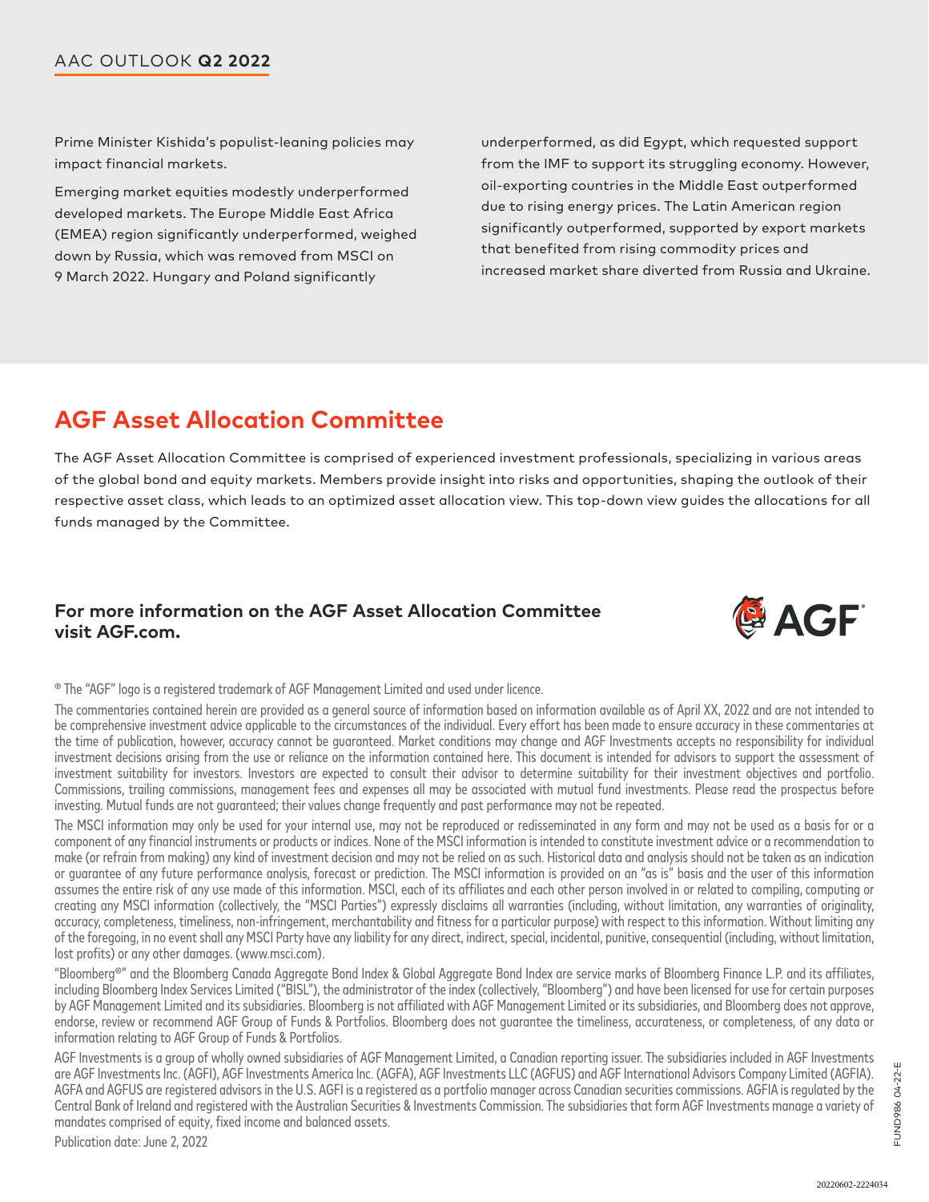Prime Minister Kishida's populist-leaning policies may impact financial markets.

Emerging market equities modestly underperformed developed markets. The Europe Middle East Africa (EMEA) region significantly underperformed, weighed down by Russia, which was removed from MSCI on 9 March 2022. Hungary and Poland significantly underperformed, as did Egypt, which requested support from the IMF to support its struggling economy. However, oil-exporting countries in the Middle East outperformed due to rising energy prices. The Latin American region significantly outperformed, supported by export markets that benefited from rising commodity prices and increased market share diverted from Russia and Ukraine.

## AGF Asset Allocation Committee

The AGF Asset Allocation Committee is comprised of experienced investment professionals, specializing in various areas of the global bond and equity markets. Members provide insight into risks and opportunities, shaping the outlook of their respective asset class, which leads to an optimized asset allocation view. This top-down view guides the allocations for all funds managed by the Committee.

**For more information on the AGF Asset Allocation Committee visit AGF.com.**

® The "AGF" logo is a registered trademark of AGF Management Limited and used under licence.

The commentaries contained herein are provided as a general source of information based on information available as of April XX, 2022 and are not intended to be comprehensive investment advice applicable to the circumstances of the individual. Every effort has been made to ensure accuracy in these commentaries at the time of publication, however, accuracy cannot be guaranteed. Market conditions may change and AGF Investments accepts no responsibility for individual investment decisions arising from the use or reliance on the information contained here. This document is intended for advisors to support the assessment of investment suitability for investors. Investors are expected to consult their advisor to determine suitability for their investment objectives and portfolio. Commissions, trailing commissions, management fees and expenses all may be associated with mutual fund investments. Please read the prospectus before investing. Mutual funds are not guaranteed; their values change frequently and past performance may not be repeated.

The MSCI information may only be used for your internal use, may not be reproduced or redisseminated in any form and may not be used as a basis for or a component of any financial instruments or products or indices. None of the MSCI information is intended to constitute investment advice or a recommendation to make (or refrain from making) any kind of investment decision and may not be relied on as such. Historical data and analysis should not be taken as an indication or guarantee of any future performance analysis, forecast or prediction. The MSCI information is provided on an "as is" basis and the user of this information assumes the entire risk of any use made of this information. MSCI, each of its affiliates and each other person involved in or related to compiling, computing or creating any MSCI information (collectively, the "MSCI Parties") expressly disclaims all warranties (including, without limitation, any warranties of originality, accuracy, completeness, timeliness, non-infringement, merchantability and fitness for a particular purpose) with respect to this information. Without limiting any of the foregoing, in no event shall any MSCI Party have any liability for any direct, indirect, special, incidental, punitive, consequential (including, without limitation, lost profits) or any other damages. (www.msci.com).

"Bloomberg®" and the Bloomberg Canada Aggregate Bond Index & Global Aggregate Bond Index are service marks of Bloomberg Finance L.P. and its affiliates, including Bloomberg Index Services Limited ("BISL"), the administrator of the index (collectively, "Bloomberg") and have been licensed for use for certain purposes by AGF Management Limited and its subsidiaries. Bloomberg is not affiliated with AGF Management Limited or its subsidiaries, and Bloomberg does not approve, endorse, review or recommend AGF Group of Funds & Portfolios. Bloomberg does not guarantee the timeliness, accurateness, or completeness, of any data or information relating to AGF Group of Funds & Portfolios.

AGF Investments is a group of wholly owned subsidiaries of AGF Management Limited, a Canadian reporting issuer. The subsidiaries included in AGF Investments are AGF Investments Inc. (AGFI), AGF Investments America Inc. (AGFA), AGF Investments LLC (AGFUS) and AGF International Advisors Company Limited (AGFIA). AGFA and AGFUS are registered advisors in the U.S. AGFI is a registered as a portfolio manager across Canadian securities commissions. AGFIA is regulated by the Central Bank of Ireland and registered with the Australian Securities & Investments Commission. The subsidiaries that form AGF Investments manage a variety of mandates comprised of equity, fixed income and balanced assets.

Publication date: June 2, 2022

FUND986 04-22-E

20220602-2224034